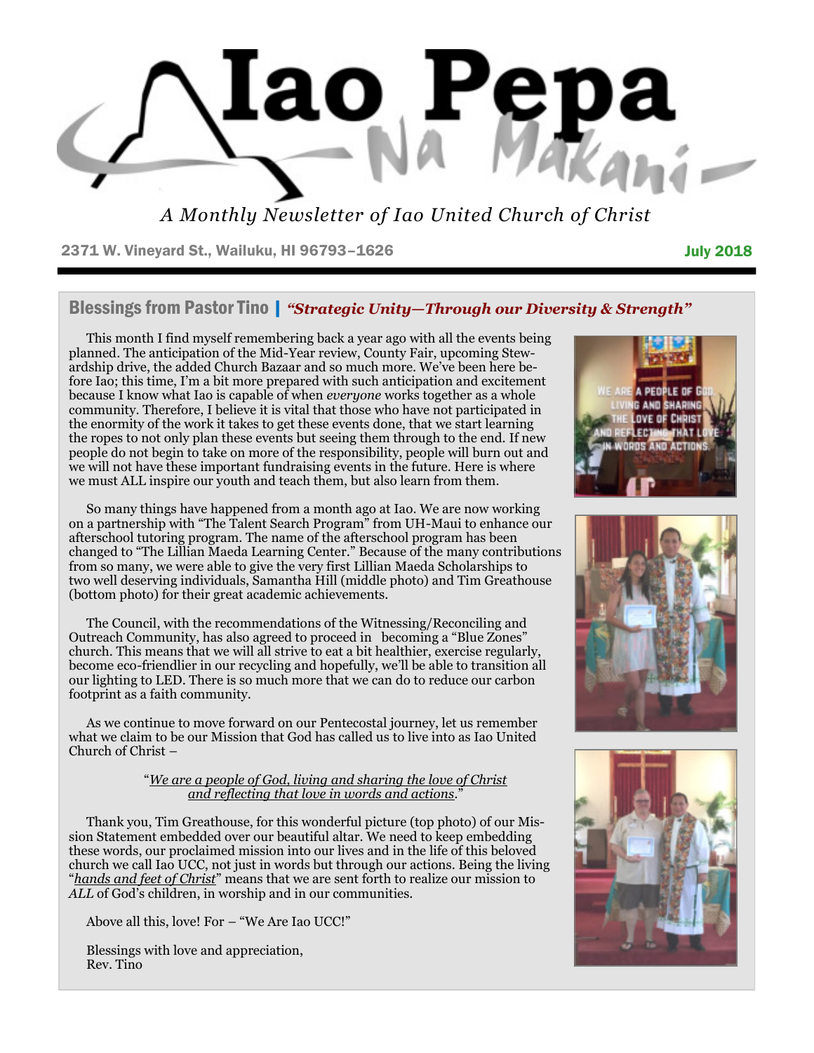# Iao Pepa

## Na Makani

*A Monthly Newsletter of Iao United Church of Christ*

2371 W. Vineyard St., Wailuku, HI 96793–1626

July 2018

## Blessings from Pastor Tino | *"Strategic Unity—Through our Diversity & Strength"*

This month I find myself remembering back a year ago with all the events being planned. The anticipation of the Mid-Year review, County Fair, upcoming Stewardship drive, the added Church Bazaar and so much more. We've been here before Iao; this time, I'm a bit more prepared with such anticipation and excitement because I know what Iao is capable of when *everyone* works together as a whole community. Therefore, I believe it is vital that those who have not participated in the enormity of the work it takes to get these events done, that we start learning the ropes to not only plan these events but seeing them through to the end. If new people do not begin to take on more of the responsibility, people will burn out and we will not have these important fundraising events in the future. Here is where we must ALL inspire our youth and teach them, but also learn from them.

So many things have happened from a month ago at Iao. We are now working on a partnership with "The Talent Search Program" from UH-Maui to enhance our afterschool tutoring program. The name of the afterschool program has been changed to "The Lillian Maeda Learning Center." Because of the many contributions from so many, we were able to give the very first Lillian Maeda Scholarships to two well deserving individuals, Samantha Hill (middle photo) and Tim Greathouse (bottom photo) for their great academic achievements.

The Council, with the recommendations of the Witnessing/Reconciling and Outreach Community, has also agreed to proceed in becoming a "Blue Zones" church. This means that we will all strive to eat a bit healthier, exercise regularly, become eco-friendlier in our recycling and hopefully, we'll be able to transition all our lighting to LED. There is so much more that we can do to reduce our carbon footprint as a faith community.

As we continue to move forward on our Pentecostal journey, let us remember what we claim to be our Mission that God has called us to live into as Iao United Church of Christ –

"We are a people of God, living and sharing the love of Christ and reflecting that love in words and actions."

Thank you, Tim Greathouse, for this wonderful picture (top photo) of our Mission Statement embedded over our beautiful altar. We need to keep embedding these words, our proclaimed mission into our lives and in the life of this beloved church we call Iao UCC, not just in words but through our actions. Being the living "*hands and feet of Christ*" means that we are sent forth to realize our mission to *ALL* of God's children, in worship and in our communities.

Above all this, love! For – "We Are Iao UCC!"

Blessings with love and appreciation,
Rev. Tino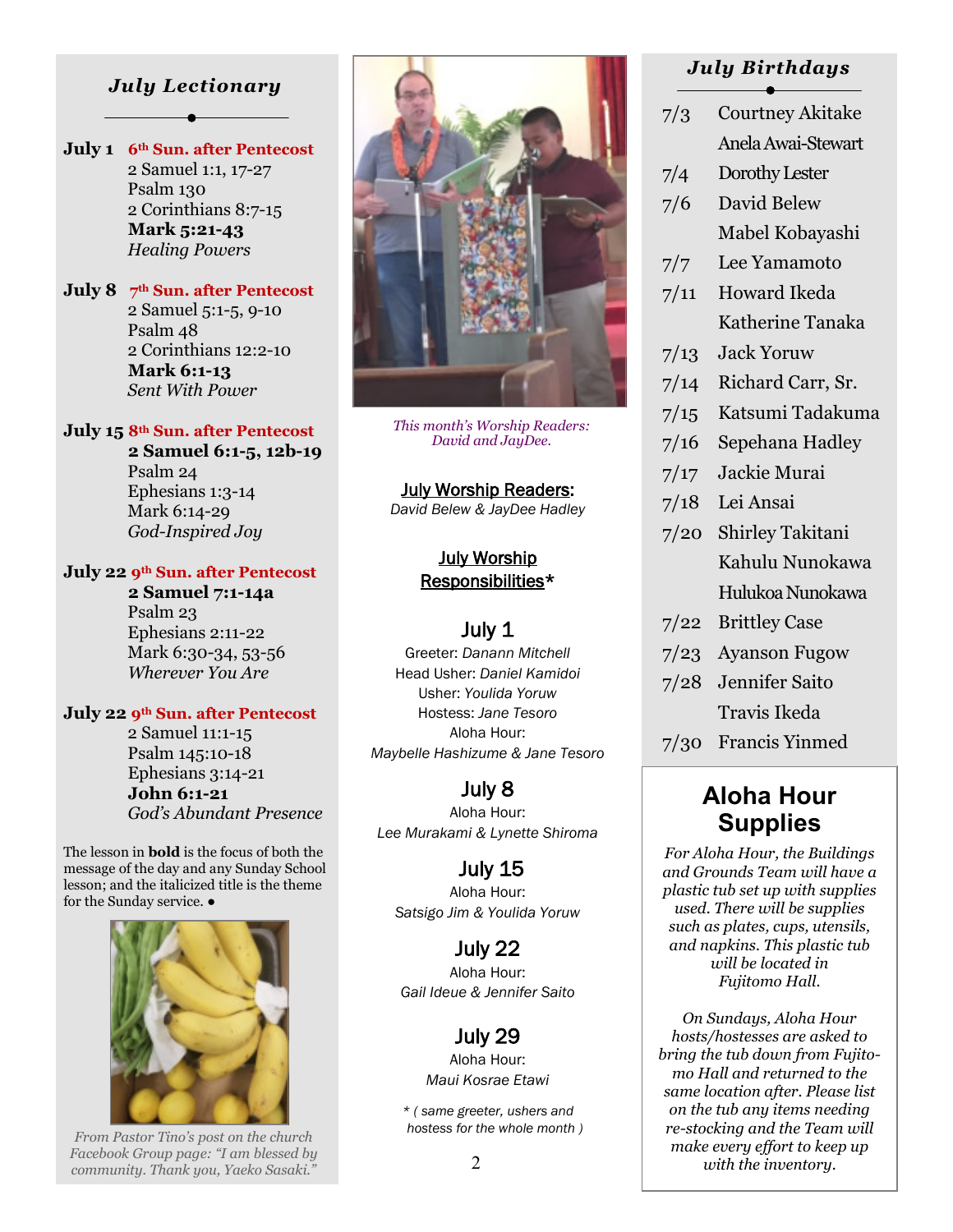## *July Lectionary*

**July 1** **6th Sun. after Pentecost**
2 Samuel 1:1, 17-27
Psalm 130
2 Corinthians 8:7-15
**Mark 5:21-43**
*Healing Powers*

**July 8** **7th Sun. after Pentecost**
2 Samuel 5:1-5, 9-10
Psalm 48
2 Corinthians 12:2-10
**Mark 6:1-13**
*Sent With Power*

**July 15** **8th Sun. after Pentecost**
**2 Samuel 6:1-5, 12b-19**
Psalm 24
Ephesians 1:3-14
Mark 6:14-29
*God-Inspired Joy*

**July 22** **9th Sun. after Pentecost**
**2 Samuel 7:1-14a**
Psalm 23
Ephesians 2:11-22
Mark 6:30-34, 53-56
*Wherever You Are*

**July 22** **9th Sun. after Pentecost**
2 Samuel 11:1-15
Psalm 145:10-18
Ephesians 3:14-21
**John 6:1-21**
*God's Abundant Presence*

The lesson in **bold** is the focus of both the message of the day and any Sunday School lesson; and the italicized title is the theme for the Sunday service. ●

*From Pastor Tino's post on the church Facebook Group page: "I am blessed by community. Thank you, Yaeko Sasaki."*

*This month's Worship Readers: David and JayDee.*

**July Worship Readers:**
*David Belew & JayDee Hadley*

**July Worship Responsibilities***

### July 1
Greeter: *Danann Mitchell*
Head Usher: *Daniel Kamidoi*
Usher: *Youlida Yoruw*
Hostess: *Jane Tesoro*
Aloha Hour:
*Maybelle Hashizume & Jane Tesoro*

### July 8
Aloha Hour:
*Lee Murakami & Lynette Shiroma*

### July 15
Aloha Hour:
*Satsigo Jim & Youlida Yoruw*

### July 22
Aloha Hour:
*Gail Ideue & Jennifer Saito*

### July 29
Aloha Hour:
*Maui Kosrae Etawi*

*\* ( same greeter, ushers and hostess for the whole month )*

## *July Birthdays*

| | |
|---|---|
| 7/3 | Courtney Akitake |
| | Anela Awai-Stewart |
| 7/4 | Dorothy Lester |
| 7/6 | David Belew |
| | Mabel Kobayashi |
| 7/7 | Lee Yamamoto |
| 7/11 | Howard Ikeda |
| | Katherine Tanaka |
| 7/13 | Jack Yoruw |
| 7/14 | Richard Carr, Sr. |
| 7/15 | Katsumi Tadakuma |
| 7/16 | Sepehana Hadley |
| 7/17 | Jackie Murai |
| 7/18 | Lei Ansai |
| 7/20 | Shirley Takitani |
| | Kahulu Nunokawa |
| | Hulukoa Nunokawa |
| 7/22 | Brittley Case |
| 7/23 | Ayanson Fugow |
| 7/28 | Jennifer Saito |
| | Travis Ikeda |
| 7/30 | Francis Yinmed |

## Aloha Hour Supplies

*For Aloha Hour, the Buildings and Grounds Team will have a plastic tub set up with supplies used. There will be supplies such as plates, cups, utensils, and napkins. This plastic tub will be located in Fujitomo Hall.*

*On Sundays, Aloha Hour hosts/hostesses are asked to bring the tub down from Fujitomo Hall and returned to the same location after. Please list on the tub any items needing re-stocking and the Team will make every effort to keep up with the inventory.*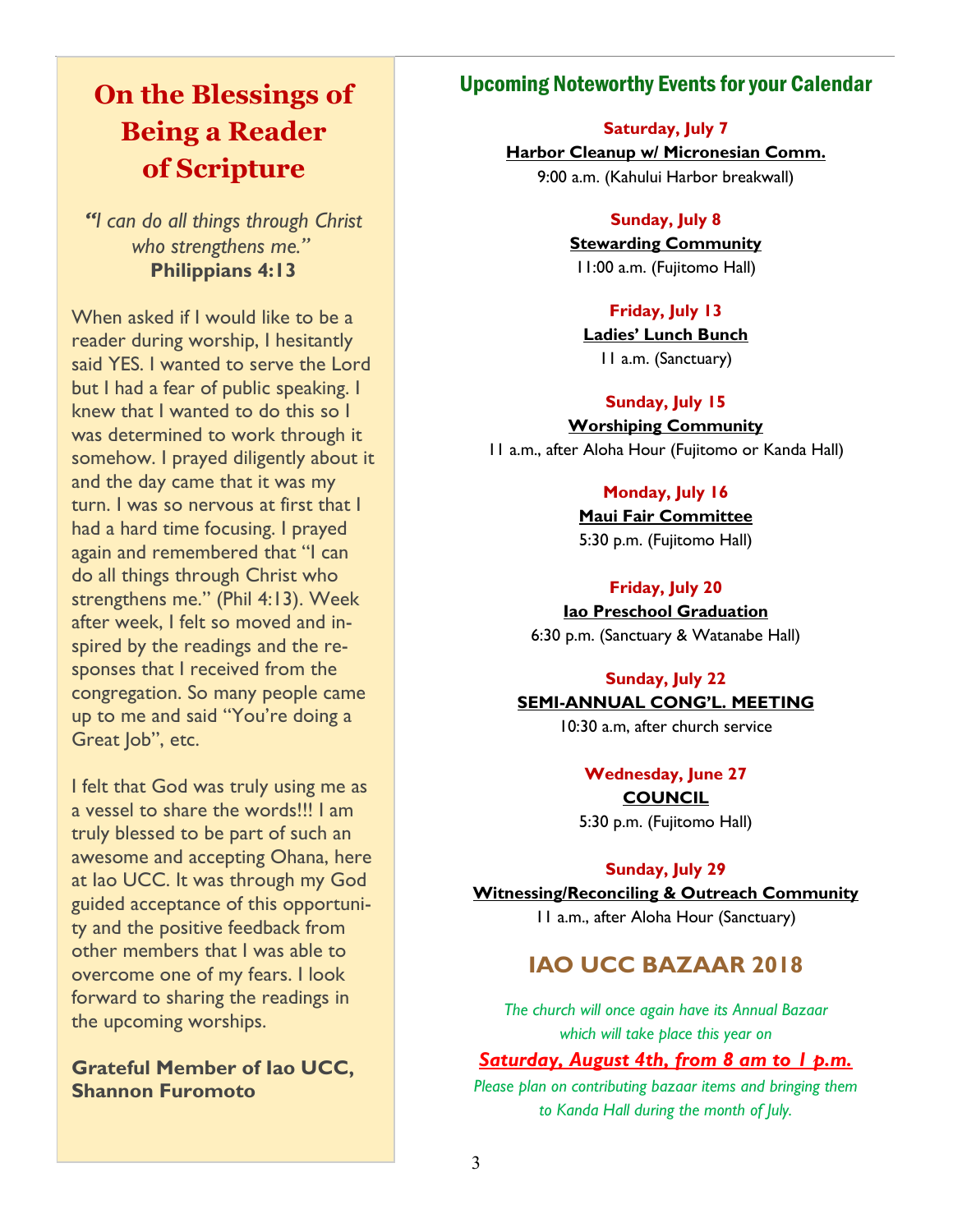# On the Blessings of Being a Reader of Scripture

*"I can do all things through Christ who strengthens me."*
**Philippians 4:13**

When asked if I would like to be a reader during worship, I hesitantly said YES. I wanted to serve the Lord but I had a fear of public speaking. I knew that I wanted to do this so I was determined to work through it somehow. I prayed diligently about it and the day came that it was my turn. I was so nervous at first that I had a hard time focusing. I prayed again and remembered that "I can do all things through Christ who strengthens me." (Phil 4:13). Week after week, I felt so moved and inspired by the readings and the responses that I received from the congregation. So many people came up to me and said "You're doing a Great Job", etc.

I felt that God was truly using me as a vessel to share the words!!! I am truly blessed to be part of such an awesome and accepting Ohana, here at Iao UCC. It was through my God guided acceptance of this opportunity and the positive feedback from other members that I was able to overcome one of my fears. I look forward to sharing the readings in the upcoming worships.

**Grateful Member of Iao UCC,**
**Shannon Furomoto**

## Upcoming Noteworthy Events for your Calendar

**Saturday, July 7**
**Harbor Cleanup w/ Micronesian Comm.**
9:00 a.m. (Kahului Harbor breakwall)

**Sunday, July 8**
**Stewarding Community**
11:00 a.m. (Fujitomo Hall)

**Friday, July 13**
**Ladies' Lunch Bunch**
11 a.m. (Sanctuary)

**Sunday, July 15**
**Worshiping Community**
11 a.m., after Aloha Hour (Fujitomo or Kanda Hall)

**Monday, July 16**
**Maui Fair Committee**
5:30 p.m. (Fujitomo Hall)

**Friday, July 20**
**Iao Preschool Graduation**
6:30 p.m. (Sanctuary & Watanabe Hall)

**Sunday, July 22**
**SEMI-ANNUAL CONG'L. MEETING**
10:30 a.m, after church service

**Wednesday, June 27**
**COUNCIL**
5:30 p.m. (Fujitomo Hall)

**Sunday, July 29**
**Witnessing/Reconciling & Outreach Community**
11 a.m., after Aloha Hour (Sanctuary)

## IAO UCC BAZAAR 2018

*The church will once again have its Annual Bazaar which will take place this year on*

***Saturday, August 4th, from 8 am to 1 p.m.***

*Please plan on contributing bazaar items and bringing them to Kanda Hall during the month of July.*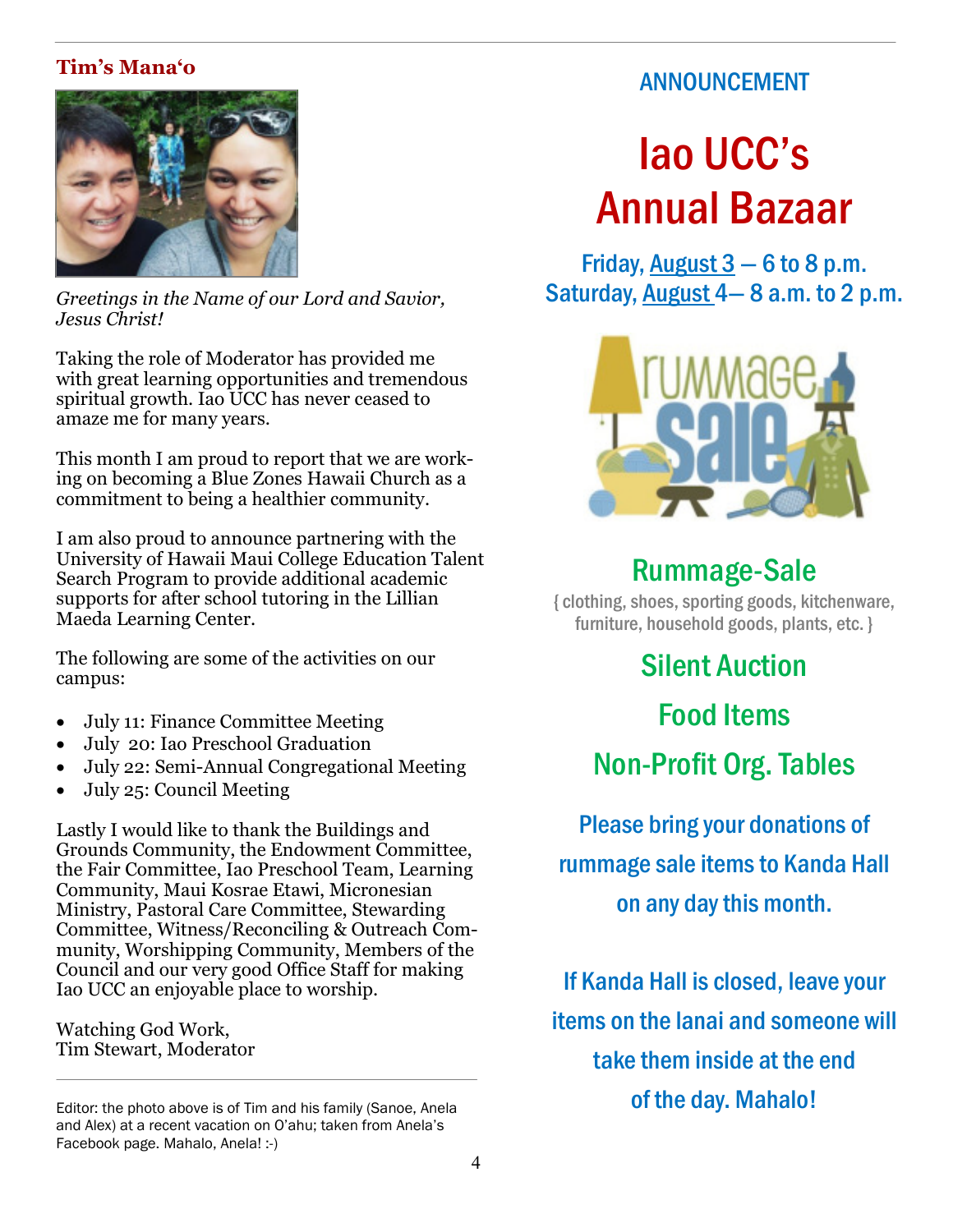## Tim's Mana'o

*Greetings in the Name of our Lord and Savior, Jesus Christ!*

Taking the role of Moderator has provided me with great learning opportunities and tremendous spiritual growth. Iao UCC has never ceased to amaze me for many years.

This month I am proud to report that we are working on becoming a Blue Zones Hawaii Church as a commitment to being a healthier community.

I am also proud to announce partnering with the University of Hawaii Maui College Education Talent Search Program to provide additional academic supports for after school tutoring in the Lillian Maeda Learning Center.

The following are some of the activities on our campus:

- July 11: Finance Committee Meeting
- July 20: Iao Preschool Graduation
- July 22: Semi-Annual Congregational Meeting
- July 25: Council Meeting

Lastly I would like to thank the Buildings and Grounds Community, the Endowment Committee, the Fair Committee, Iao Preschool Team, Learning Community, Maui Kosrae Etawi, Micronesian Ministry, Pastoral Care Committee, Stewarding Committee, Witness/Reconciling & Outreach Community, Worshipping Community, Members of the Council and our very good Office Staff for making Iao UCC an enjoyable place to worship.

Watching God Work,
Tim Stewart, Moderator

---

Editor: the photo above is of Tim and his family (Sanoe, Anela and Alex) at a recent vacation on O'ahu; taken from Anela's Facebook page. Mahalo, Anela! :-)

ANNOUNCEMENT

# Iao UCC's Annual Bazaar

Friday, August 3 — 6 to 8 p.m.
Saturday, August 4— 8 a.m. to 2 p.m.

## Rummage-Sale

{ clothing, shoes, sporting goods, kitchenware, furniture, household goods, plants, etc. }

## Silent Auction

## Food Items

## Non-Profit Org. Tables

Please bring your donations of rummage sale items to Kanda Hall on any day this month.

If Kanda Hall is closed, leave your items on the lanai and someone will take them inside at the end of the day. Mahalo!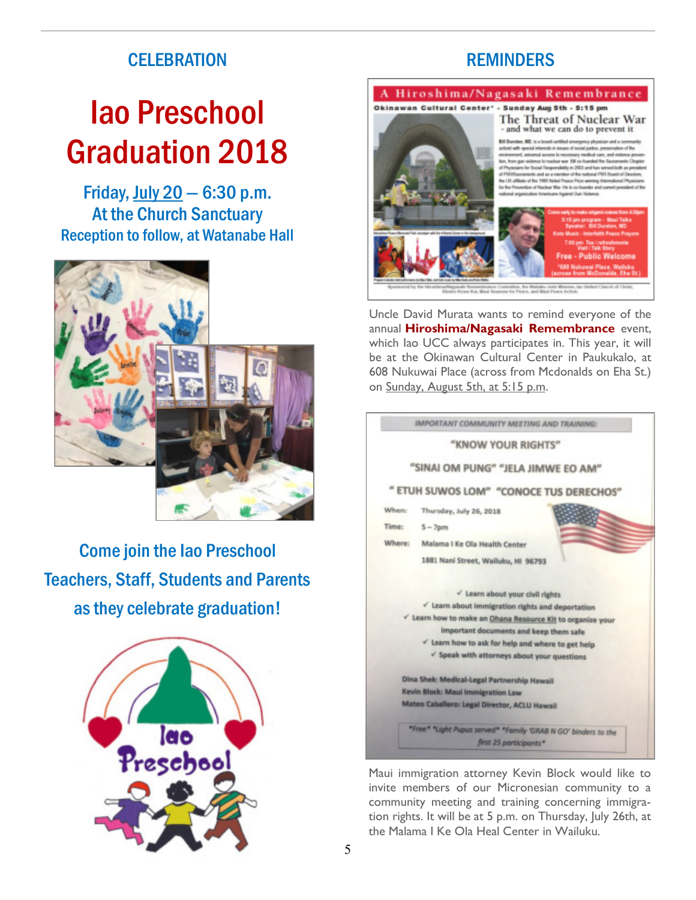## CELEBRATION

# Iao Preschool Graduation 2018

### Friday, July 20 — 6:30 p.m.
### At the Church Sanctuary
### Reception to follow, at Watanabe Hall

### Come join the Iao Preschool Teachers, Staff, Students and Parents as they celebrate graduation!

## REMINDERS

Uncle David Murata wants to remind everyone of the annual **Hiroshima/Nagasaki Remembrance** event, which Iao UCC always participates in. This year, it will be at the Okinawan Cultural Center in Paukukalo, at 608 Nukuwai Place (across from Mcdonalds on Eha St.) on Sunday, August 5th, at 5:15 p.m.

IMPORTANT COMMUNITY MEETING AND TRAINING:

"KNOW YOUR RIGHTS"

"SINAI OM PUNG" "JELA JIMWE EO AM"

" ETUH SUWOS LOM" "CONOCE TUS DERECHOS"

When: Thursday, July 26, 2018

Time: 5 – 7pm

Where: Malama I Ke Ola Health Center

1881 Nani Street, Wailuku, HI 96793

- ✓ Learn about your civil rights
- ✓ Learn about immigration rights and deportation
- ✓ Learn how to make an Ohana Resource Kit to organize your important documents and keep them safe
- ✓ Learn how to ask for help and where to get help
- ✓ Speak with attorneys about your questions

Dina Shek: Medical-Legal Partnership Hawaii
Kevin Block: Maui Immigration Law
Mateo Caballero: Legal Director, ACLU Hawaii

*Free* *Light Pupus served* *Family 'GRAB N GO' binders to the first 25 participants*

Maui immigration attorney Kevin Block would like to invite members of our Micronesian community to a community meeting and training concerning immigration rights. It will be at 5 p.m. on Thursday, July 26th, at the Malama I Ke Ola Heal Center in Wailuku.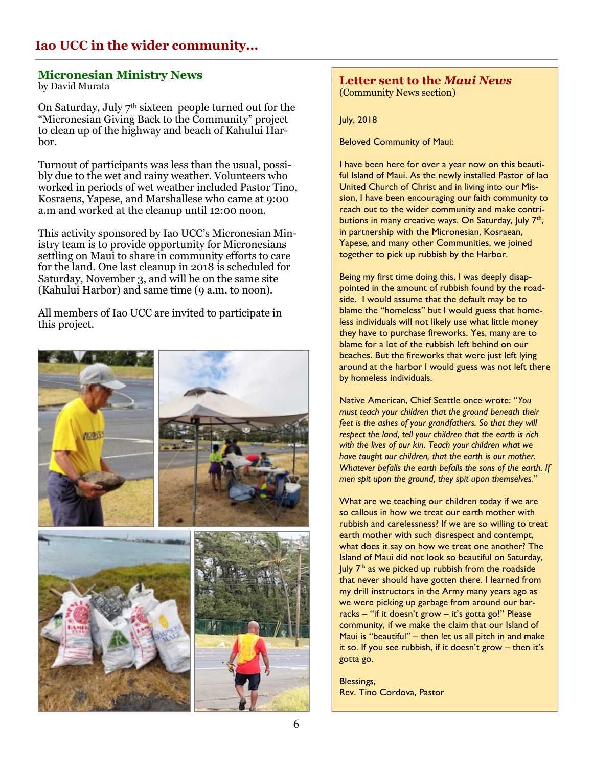## Iao UCC in the wider community…

### Micronesian Ministry News

by David Murata

On Saturday, July 7th sixteen people turned out for the "Micronesian Giving Back to the Community" project to clean up of the highway and beach of Kahului Harbor.

Turnout of participants was less than the usual, possibly due to the wet and rainy weather. Volunteers who worked in periods of wet weather included Pastor Tino, Kosraens, Yapese, and Marshallese who came at 9:00 a.m and worked at the cleanup until 12:00 noon.

This activity sponsored by Iao UCC's Micronesian Ministry team is to provide opportunity for Micronesians settling on Maui to share in community efforts to care for the land. One last cleanup in 2018 is scheduled for Saturday, November 3, and will be on the same site (Kahului Harbor) and same time (9 a.m. to noon).

All members of Iao UCC are invited to participate in this project.

### Letter sent to the *Maui News*

(Community News section)

July, 2018

Beloved Community of Maui:

I have been here for over a year now on this beautiful Island of Maui. As the newly installed Pastor of Iao United Church of Christ and in living into our Mission, I have been encouraging our faith community to reach out to the wider community and make contributions in many creative ways. On Saturday, July 7th, in partnership with the Micronesian, Kosraean, Yapese, and many other Communities, we joined together to pick up rubbish by the Harbor.

Being my first time doing this, I was deeply disappointed in the amount of rubbish found by the roadside. I would assume that the default may be to blame the "homeless" but I would guess that homeless individuals will not likely use what little money they have to purchase fireworks. Yes, many are to blame for a lot of the rubbish left behind on our beaches. But the fireworks that were just left lying around at the harbor I would guess was not left there by homeless individuals.

Native American, Chief Seattle once wrote: "*You must teach your children that the ground beneath their feet is the ashes of your grandfathers. So that they will respect the land, tell your children that the earth is rich with the lives of our kin. Teach your children what we have taught our children, that the earth is our mother. Whatever befalls the earth befalls the sons of the earth. If men spit upon the ground, they spit upon themselves.*"

What are we teaching our children today if we are so callous in how we treat our earth mother with rubbish and carelessness? If we are so willing to treat earth mother with such disrespect and contempt, what does it say on how we treat one another? The Island of Maui did not look so beautiful on Saturday, July 7th as we picked up rubbish from the roadside that never should have gotten there. I learned from my drill instructors in the Army many years ago as we were picking up garbage from around our barracks – "if it doesn't grow – it's gotta go!" Please community, if we make the claim that our Island of Maui is "beautiful" – then let us all pitch in and make it so. If you see rubbish, if it doesn't grow – then it's gotta go.

Blessings,
Rev. Tino Cordova, Pastor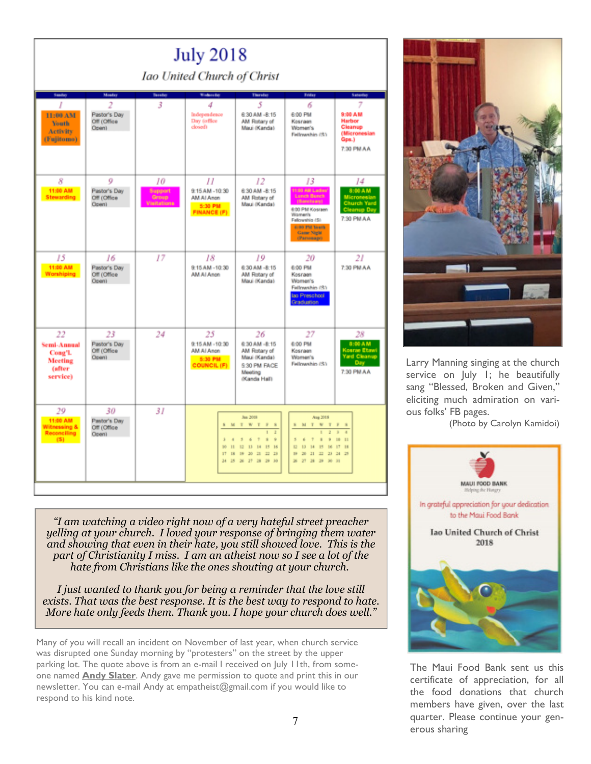# July 2018

## Iao United Church of Christ

| Sunday | Monday | Tuesday | Wednesday | Thursday | Friday | Saturday |
|---|---|---|---|---|---|---|
| 1 11:00 AM Youth Activity (Fujitomo) | 2 Pastor's Day Off (Office Open) | 3 | 4 Independence Day (office closed) | 5 6:30 AM -8:15 AM Rotary of Maui (Kanda) | 6 6:00 PM Kosraen Women's Fellowship (S) | 7 9:00 AM Harbor Cleanup (Micronesian Gps.) 7:30 PM AA |
| 8 11:00 AM Stewarding | 9 Pastor's Day Off (Office Open) | 10 Support Group Visitations | 11 9:15 AM -10:30 AM Al Anon 5:30 PM FINANCE (F) | 12 6:30 AM -8:15 AM Rotary of Maui (Kanda) | 13 11:00 AM Ladies' Lunch Bunch (Sanctuary) 6:00 PM Kosraen Women's Fellowship (S) 6:00 PM Youth Game Night (Parsonage) | 14 8:00 AM Micronesian Church Yard Cleanup Day 7:30 PM AA |
| 15 11:00 AM Worshiping | 16 Pastor's Day Off (Office Open) | 17 | 18 9:15 AM -10:30 AM Al Anon | 19 6:30 AM -8:15 AM Rotary of Maui (Kanda) | 20 6:00 PM Kosraen Women's Fellowship (S) Iao Preschool Graduation | 21 7:30 PM AA |
| 22 Semi-Annual Cong'l. Meeting (after service) | 23 Pastor's Day Off (Office Open) | 24 | 25 9:15 AM -10:30 AM Al Anon 5:30 PM COUNCIL (F) | 26 6:30 AM -8:15 AM Rotary of Maui (Kanda) 5:30 PM FACE Meeting (Kanda Hall) | 27 6:00 PM Kosraen Women's Fellowship (S) | 28 8:00 AM Kosrae Etawi Yard Cleanup Day 7:30 PM AA |
| 29 11:00 AM Witnessing & Reconciling (S) | 30 Pastor's Day Off (Office Open) | 31 | | | | |

Larry Manning singing at the church service on July 1; he beautifully sang "Blessed, Broken and Given," eliciting much admiration on various folks' FB pages.
(Photo by Carolyn Kamidoi)

*"I am watching a video right now of a very hateful street preacher yelling at your church. I loved your response of bringing them water and showing that even in their hate, you still showed love. This is the part of Christianity I miss. I am an atheist now so I see a lot of the hate from Christians like the ones shouting at your church.*

*I just wanted to thank you for being a reminder that the love still exists. That was the best response. It is the best way to respond to hate. More hate only feeds them. Thank you. I hope your church does well."*

Many of you will recall an incident on November of last year, when church service was disrupted one Sunday morning by "protesters" on the street by the upper parking lot. The quote above is from an e-mail I received on July 11th, from someone named **Andy Slater**. Andy gave me permission to quote and print this in our newsletter. You can e-mail Andy at empatheist@gmail.com if you would like to respond to his kind note.

MAUI FOOD BANK
Helping the Hungry
In grateful appreciation for your dedication to the Maui Food Bank
Iao United Church of Christ
2018

The Maui Food Bank sent us this certificate of appreciation, for all the food donations that church members have given, over the last quarter. Please continue your generous sharing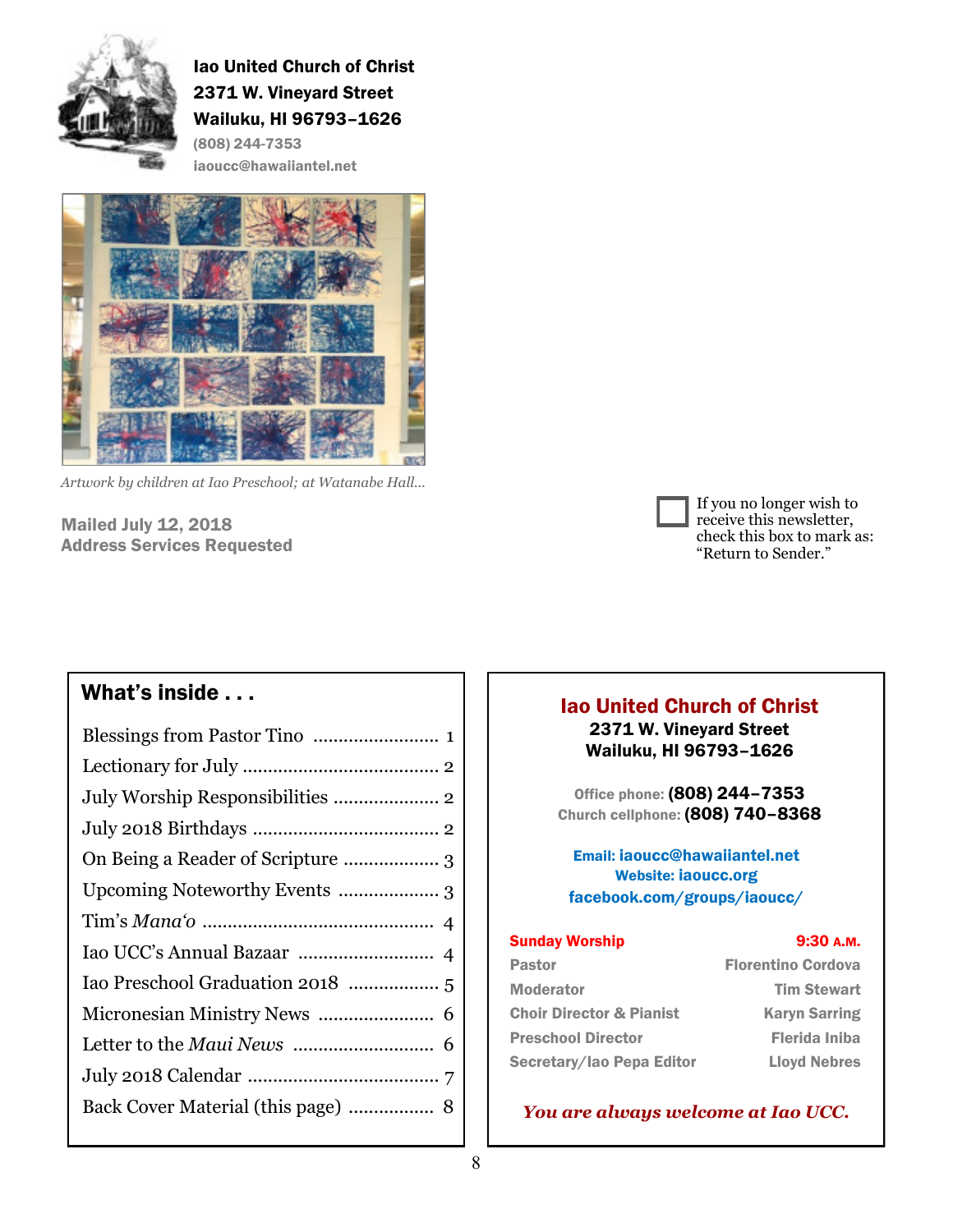**Iao United Church of Christ**
**2371 W. Vineyard Street**
**Wailuku, HI 96793–1626**
(808) 244-7353
iaoucc@hawaiiantel.net

*Artwork by children at Iao Preschool; at Watanabe Hall...*

**Mailed July 12, 2018**
**Address Services Requested**

☐ If you no longer wish to receive this newsletter, check this box to mark as: "Return to Sender."

## What's inside . . .

| | |
|---|---|
| Blessings from Pastor Tino | 1 |
| Lectionary for July | 2 |
| July Worship Responsibilities | 2 |
| July 2018 Birthdays | 2 |
| On Being a Reader of Scripture | 3 |
| Upcoming Noteworthy Events | 3 |
| Tim's *Mana'o* | 4 |
| Iao UCC's Annual Bazaar | 4 |
| Iao Preschool Graduation 2018 | 5 |
| Micronesian Ministry News | 6 |
| Letter to the *Maui News* | 6 |
| July 2018 Calendar | 7 |
| Back Cover Material (this page) | 8 |

## Iao United Church of Christ

**2371 W. Vineyard Street**
**Wailuku, HI 96793–1626**

Office phone: **(808) 244–7353**
Church cellphone: **(808) 740–8368**

**Email:** iaoucc@hawaiiantel.net
**Website:** iaoucc.org
facebook.com/groups/iaoucc/

| | |
|---|---|
| **Sunday Worship** | **9:30 A.M.** |
| Pastor | Florentino Cordova |
| Moderator | Tim Stewart |
| Choir Director & Pianist | Karyn Sarring |
| Preschool Director | Flerida Iniba |
| Secretary/Iao Pepa Editor | Lloyd Nebres |

***You are always welcome at Iao UCC.***